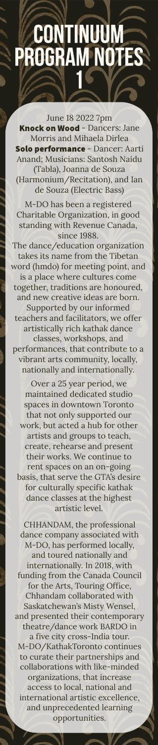# CONTINUUM PROGRAM NOTES 1

June 18 2022 7pm

**Knock on Wood** - Dancers: Jane Morris and Mihaela Dirlea

**Solo performance** - Dancer: Aarti Anand; Musicians: Santosh Naidu (Tabla), Joanna de Souza (Harmonium/Recitation), and Ian de Souza (Electric Bass)

M-DO has been a registered Charitable Organization, in good standing with Revenue Canada, since 1988.

The dance/education organization takes its name from the Tibetan word (hmdo) for meeting point, and is a place where cultures come together, traditions are honoured, and new creative ideas are born. Supported by our informed teachers and facilitators, we offer artistically rich kathak dance classes, workshops, and performances, that contribute to a vibrant arts community, locally, nationally and internationally.

Over a 25 year period, we maintained dedicated studio spaces in downtown Toronto that not only supported our work, but acted a hub for other artists and groups to teach, create, rehearse and present their works. We continue to rent spaces on an on-going basis, that serve the GTA's desire for culturally specific kathak dance classes at the highest artistic level.

CHHANDAM, the professional dance company associated with M-DO, has performed locally, and toured nationally and internationally. In 2018, with funding from the Canada Council for the Arts, Touring Office, Chhandam collaborated with Saskatchewan's Misty Wensel, and presented their contemporary theatre/dance work BARDO in a five city cross-India tour. M-DO/KathakToronto continues to curate their partnerships and collaborations with like-minded organizations, that increase access to local, national and international artistic excellence, and unprecedented learning opportunities.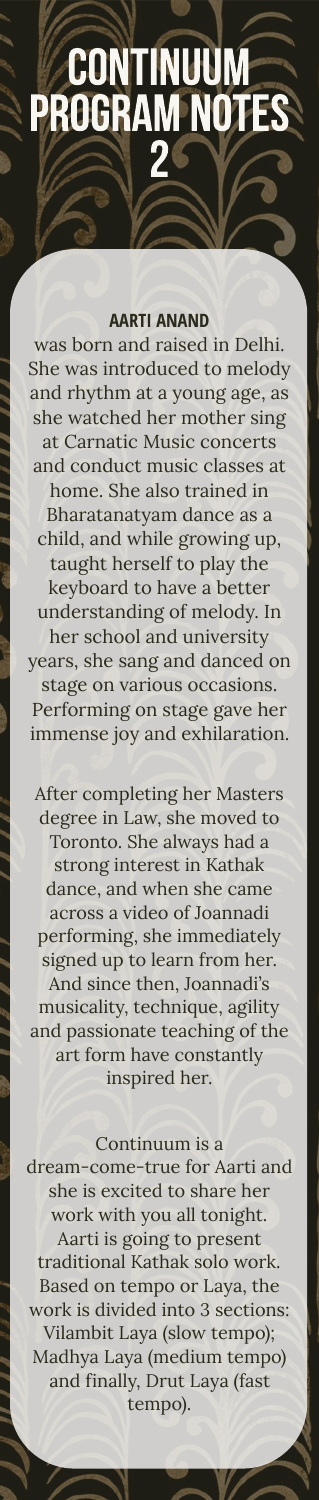# CONTINUUM PROGRAM NOTES 2

**AARTI ANAND**

was born and raised in Delhi. She was introduced to melody and rhythm at a young age, as she watched her mother sing at Carnatic Music concerts and conduct music classes at home. She also trained in Bharatanatyam dance as a child, and while growing up, taught herself to play the keyboard to have a better understanding of melody. In her school and university years, she sang and danced on stage on various occasions. Performing on stage gave her immense joy and exhilaration.

After completing her Masters degree in Law, she moved to Toronto. She always had a strong interest in Kathak dance, and when she came across a video of Joannadi performing, she immediately signed up to learn from her. And since then, Joannadi's musicality, technique, agility and passionate teaching of the art form have constantly inspired her.

Continuum is a dream-come-true for Aarti and she is excited to share her work with you all tonight. Aarti is going to present traditional Kathak solo work. Based on tempo or Laya, the work is divided into 3 sections: Vilambit Laya (slow tempo); Madhya Laya (medium tempo) and finally, Drut Laya (fast tempo).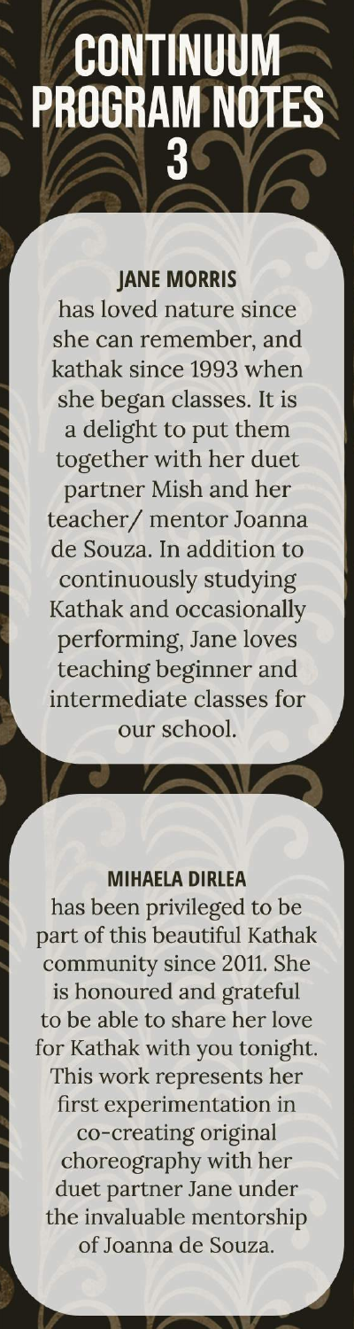# CONTINUUM PROGRAM NOTES 3

### JANE MORRIS

has loved nature since she can remember, and kathak since 1993 when she began classes. It is a delight to put them together with her duet partner Mish and her teacher/ mentor Joanna de Souza. In addition to continuously studying Kathak and occasionally performing, Jane loves teaching beginner and intermediate classes for our school.

### MIHAELA DIRLEA

has been privileged to be part of this beautiful Kathak community since 2011. She is honoured and grateful to be able to share her love for Kathak with you tonight. This work represents her first experimentation in co-creating original choreography with her duet partner Jane under the invaluable mentorship of Joanna de Souza.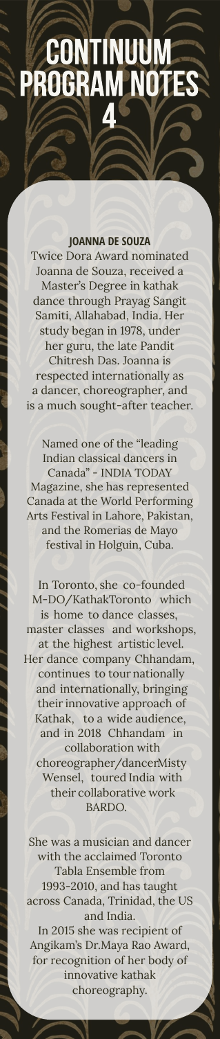# CONTINUUM PROGRAM NOTES 4

### JOANNA DE SOUZA

Twice Dora Award nominated Joanna de Souza, received a Master's Degree in kathak dance through Prayag Sangit Samiti, Allahabad, India. Her study began in 1978, under her guru, the late Pandit Chitresh Das. Joanna is respected internationally as a dancer, choreographer, and is a much sought-after teacher.

Named one of the "leading Indian classical dancers in Canada" - INDIA TODAY Magazine, she has represented Canada at the World Performing Arts Festival in Lahore, Pakistan, and the Romerias de Mayo festival in Holguin, Cuba.

In Toronto, she co-founded M-DO/KathakToronto which is home to dance classes, master classes and workshops, at the highest artistic level. Her dance company Chhandam, continues to tour nationally and internationally, bringing their innovative approach of Kathak, to a wide audience, and in 2018 Chhandam in collaboration with choreographer/dancerMisty Wensel, toured India with their collaborative work BARDO.

She was a musician and dancer with the acclaimed Toronto Tabla Ensemble from 1993-2010, and has taught across Canada, Trinidad, the US and India.
In 2015 she was recipient of Angikam's Dr.Maya Rao Award, for recognition of her body of innovative kathak choreography.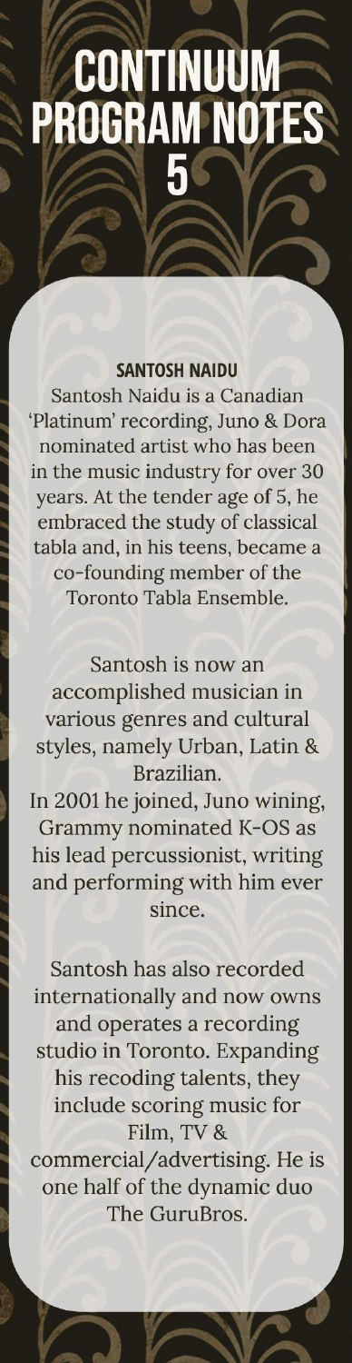# CONTINUUM PROGRAM NOTES 5

### SANTOSH NAIDU

Santosh Naidu is a Canadian 'Platinum' recording, Juno & Dora nominated artist who has been in the music industry for over 30 years. At the tender age of 5, he embraced the study of classical tabla and, in his teens, became a co-founding member of the Toronto Tabla Ensemble.

Santosh is now an accomplished musician in various genres and cultural styles, namely Urban, Latin & Brazilian.
In 2001 he joined, Juno wining, Grammy nominated K-OS as his lead percussionist, writing and performing with him ever since.

Santosh has also recorded internationally and now owns and operates a recording studio in Toronto. Expanding his recoding talents, they include scoring music for Film, TV & commercial/advertising. He is one half of the dynamic duo The GuruBros.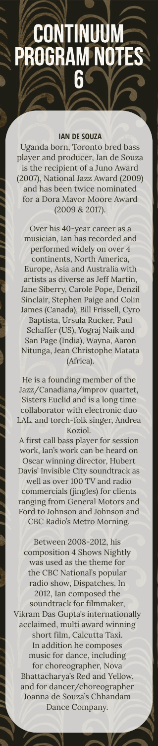# CONTINUUM PROGRAM NOTES 6

## IAN DE SOUZA

Uganda born, Toronto bred bass player and producer, Ian de Souza is the recipient of a Juno Award (2007), National Jazz Award (2009) and has been twice nominated for a Dora Mavor Moore Award (2009 & 2017).

Over his 40-year career as a musician, Ian has recorded and performed widely on over 4 continents, North America, Europe, Asia and Australia with artists as diverse as Jeff Martin, Jane Siberry, Carole Pope, Denzil Sinclair, Stephen Paige and Colin James (Canada), Bill Frissell, Cyro Baptista, Ursula Rucker, Paul Schaffer (US), Yograj Naik and San Page (India), Wayna, Aaron Nitunga, Jean Christophe Matata (Africa).

He is a founding member of the Jazz/Canadiana/improv quartet, Sisters Euclid and is a long time collaborator with electronic duo LAL, and torch-folk singer, Andrea Koziol.

A first call bass player for session work, Ian's work can be heard on Oscar winning director, Hubert Davis' Invisible City soundtrack as well as over 100 TV and radio commercials (jingles) for clients ranging from General Motors and Ford to Johnson and Johnson and CBC Radio's Metro Morning.

Between 2008-2012, his composition 4 Shows Nightly was used as the theme for the CBC National's popular radio show, Dispatches. In 2012, Ian composed the soundtrack for filmmaker, Vikram Das Gupta's internationally acclaimed, multi award winning short film, Calcutta Taxi.

In addition he composes music for dance, including for choreographer, Nova Bhattacharya's Red and Yellow, and for dancer/choreographer Joanna de Souza's Chhandam Dance Company.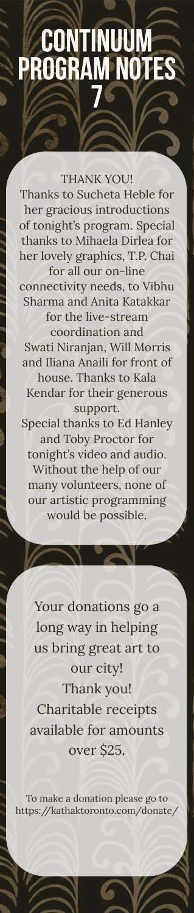# CONTINUUM PROGRAM NOTES 7

THANK YOU!

Thanks to Sucheta Heble for her gracious introductions of tonight's program. Special thanks to Mihaela Dirlea for her lovely graphics, T.P. Chai for all our on-line connectivity needs, to Vibhu Sharma and Anita Katakkar for the live-stream coordination and Swati Niranjan, Will Morris and Iliana Anaili for front of house. Thanks to Kala Kendar for their generous support.

Special thanks to Ed Hanley and Toby Proctor for tonight's video and audio. Without the help of our many volunteers, none of our artistic programming would be possible.

Your donations go a long way in helping us bring great art to our city!

Thank you!

Charitable receipts available for amounts over $25.

To make a donation please go to https://kathaktoronto.com/donate/